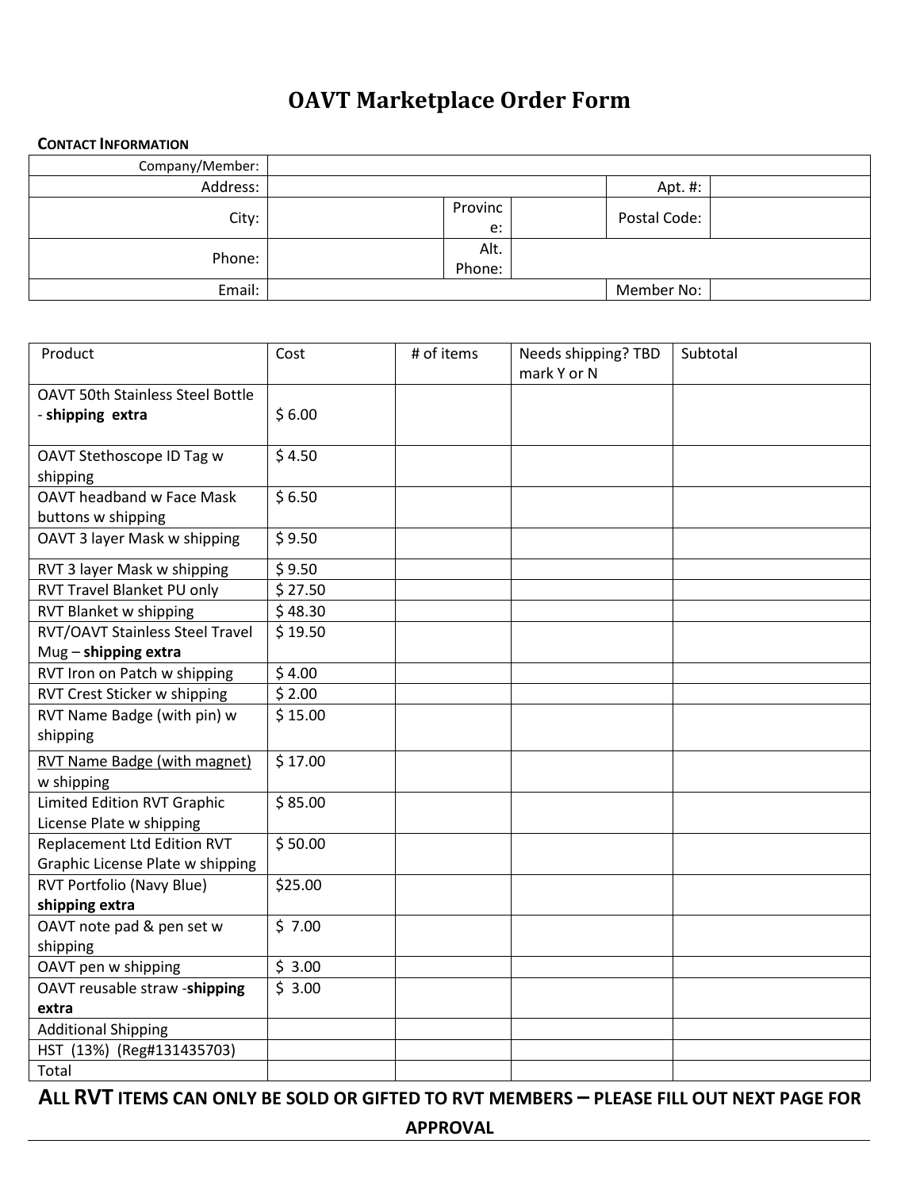# OAVT Marketplace Order Form

**CONTACT INFORMATION**

| Company/Member: | | | | | |
|---|---|---|---|---|---|
| Address: | | | | Apt. #: | |
| City: | | Province: | | Postal Code: | |
| Phone: | | Alt. Phone: | | | |
| Email: | | | | Member No: | |

| Product | Cost | # of items | Needs shipping? TBD mark Y or N | Subtotal |
|---|---|---|---|---|
| OAVT 50th Stainless Steel Bottle - **shipping extra** | $ 6.00 | | | |
| OAVT Stethoscope ID Tag w shipping | $ 4.50 | | | |
| OAVT headband w Face Mask buttons w shipping | $ 6.50 | | | |
| OAVT 3 layer Mask w shipping | $ 9.50 | | | |
| RVT 3 layer Mask w shipping | $ 9.50 | | | |
| RVT Travel Blanket PU only | $ 27.50 | | | |
| RVT Blanket w shipping | $ 48.30 | | | |
| RVT/OAVT Stainless Steel Travel Mug – **shipping extra** | $ 19.50 | | | |
| RVT Iron on Patch w shipping | $ 4.00 | | | |
| RVT Crest Sticker w shipping | $ 2.00 | | | |
| RVT Name Badge (with pin) w shipping | $ 15.00 | | | |
| RVT Name Badge (with magnet) w shipping | $ 17.00 | | | |
| Limited Edition RVT Graphic License Plate w shipping | $ 85.00 | | | |
| Replacement Ltd Edition RVT Graphic License Plate w shipping | $ 50.00 | | | |
| RVT Portfolio (Navy Blue) **shipping extra** | $25.00 | | | |
| OAVT note pad & pen set w shipping | $ 7.00 | | | |
| OAVT pen w shipping | $ 3.00 | | | |
| OAVT reusable straw -**shipping extra** | $ 3.00 | | | |
| Additional Shipping | | | | |
| HST (13%) (Reg#131435703) | | | | |
| Total | | | | |

**ALL RVT ITEMS CAN ONLY BE SOLD OR GIFTED TO RVT MEMBERS – PLEASE FILL OUT NEXT PAGE FOR APPROVAL**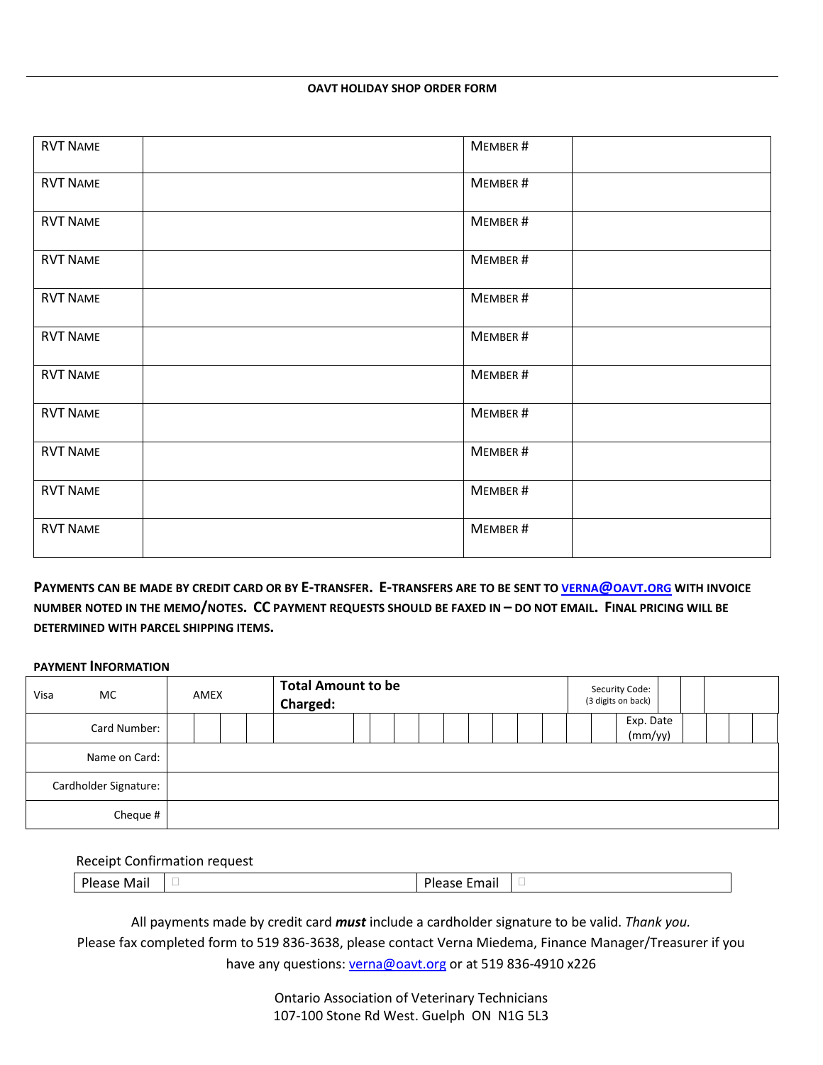**OAVT HOLIDAY SHOP ORDER FORM**

| | | | |
|---|---|---|---|
| RVT NAME | | MEMBER # | |
| RVT NAME | | MEMBER # | |
| RVT NAME | | MEMBER # | |
| RVT NAME | | MEMBER # | |
| RVT NAME | | MEMBER # | |
| RVT NAME | | MEMBER # | |
| RVT NAME | | MEMBER # | |
| RVT NAME | | MEMBER # | |
| RVT NAME | | MEMBER # | |
| RVT NAME | | MEMBER # | |
| RVT NAME | | MEMBER # | |

**PAYMENTS CAN BE MADE BY CREDIT CARD OR BY E-TRANSFER. E-TRANSFERS ARE TO BE SENT TO VERNA@OAVT.ORG WITH INVOICE NUMBER NOTED IN THE MEMO/NOTES. CC PAYMENT REQUESTS SHOULD BE FAXED IN – DO NOT EMAIL. FINAL PRICING WILL BE DETERMINED WITH PARCEL SHIPPING ITEMS.**

**PAYMENT INFORMATION**

| | | | | |
|---|---|---|---|---|
| Visa MC | AMEX | **Total Amount to be Charged:** | Security Code: (3 digits on back) | |
| Card Number: | | | Exp. Date (mm/yy) | |
| Name on Card: | | | | |
| Cardholder Signature: | | | | |
| Cheque # | | | | |

Receipt Confirmation request

| | | | |
|---|---|---|---|
| Please Mail | ☐ | Please Email | ☐ |

All payments made by credit card ***must*** include a cardholder signature to be valid. *Thank you.*

Please fax completed form to 519 836-3638, please contact Verna Miedema, Finance Manager/Treasurer if you have any questions: verna@oavt.org or at 519 836-4910 x226

Ontario Association of Veterinary Technicians
107-100 Stone Rd West. Guelph ON N1G 5L3